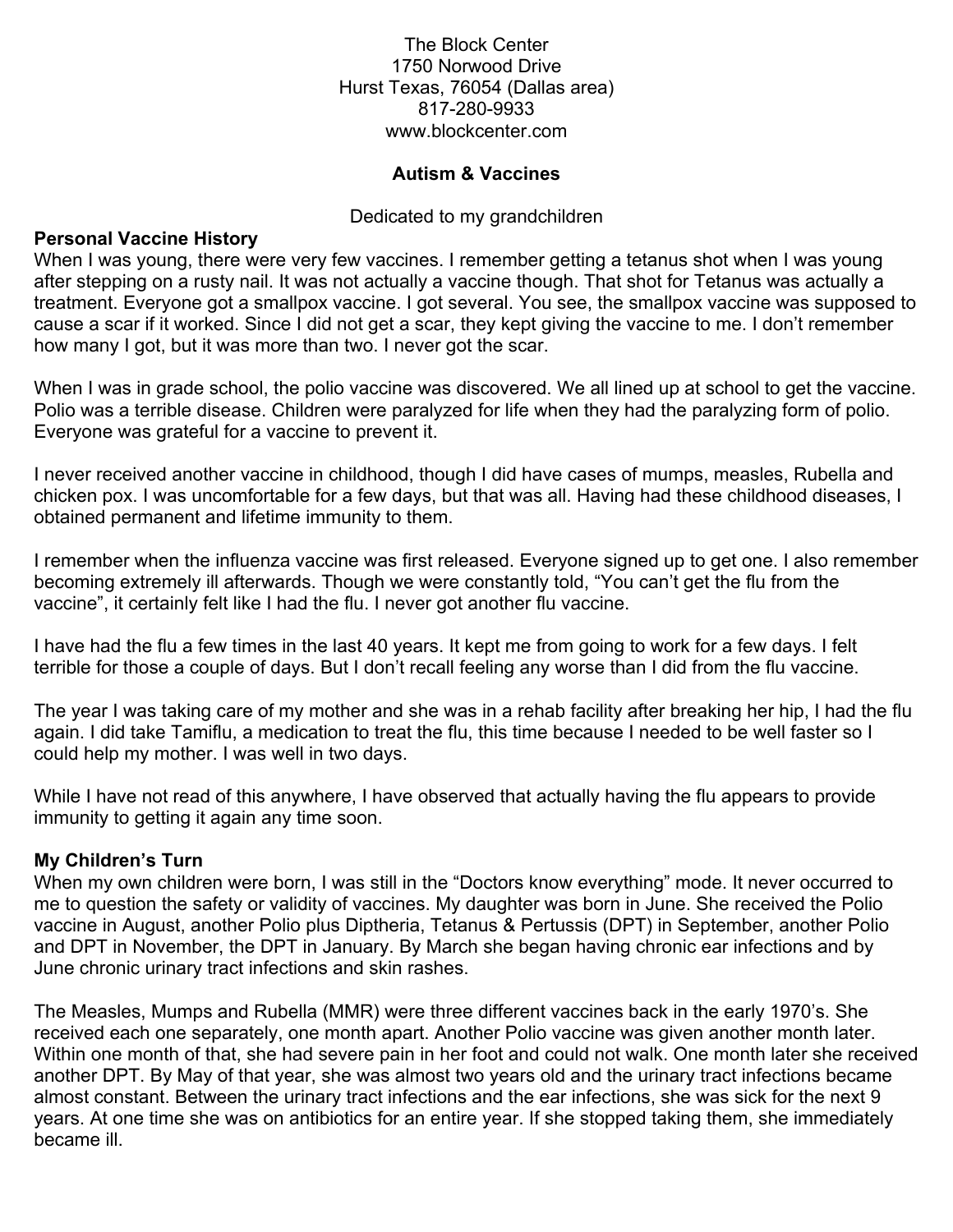The Block Center
1750 Norwood Drive
Hurst Texas, 76054 (Dallas area)
817-280-9933
www.blockcenter.com

# Autism & Vaccines

Dedicated to my grandchildren

## Personal Vaccine History

When I was young, there were very few vaccines. I remember getting a tetanus shot when I was young after stepping on a rusty nail. It was not actually a vaccine though. That shot for Tetanus was actually a treatment. Everyone got a smallpox vaccine. I got several. You see, the smallpox vaccine was supposed to cause a scar if it worked. Since I did not get a scar, they kept giving the vaccine to me. I don't remember how many I got, but it was more than two. I never got the scar.

When I was in grade school, the polio vaccine was discovered. We all lined up at school to get the vaccine. Polio was a terrible disease. Children were paralyzed for life when they had the paralyzing form of polio. Everyone was grateful for a vaccine to prevent it.

I never received another vaccine in childhood, though I did have cases of mumps, measles, Rubella and chicken pox. I was uncomfortable for a few days, but that was all. Having had these childhood diseases, I obtained permanent and lifetime immunity to them.

I remember when the influenza vaccine was first released. Everyone signed up to get one. I also remember becoming extremely ill afterwards. Though we were constantly told, "You can't get the flu from the vaccine", it certainly felt like I had the flu. I never got another flu vaccine.

I have had the flu a few times in the last 40 years. It kept me from going to work for a few days. I felt terrible for those a couple of days. But I don't recall feeling any worse than I did from the flu vaccine.

The year I was taking care of my mother and she was in a rehab facility after breaking her hip, I had the flu again. I did take Tamiflu, a medication to treat the flu, this time because I needed to be well faster so I could help my mother. I was well in two days.

While I have not read of this anywhere, I have observed that actually having the flu appears to provide immunity to getting it again any time soon.

## My Children's Turn

When my own children were born, I was still in the "Doctors know everything" mode. It never occurred to me to question the safety or validity of vaccines. My daughter was born in June. She received the Polio vaccine in August, another Polio plus Diptheria, Tetanus & Pertussis (DPT) in September, another Polio and DPT in November, the DPT in January. By March she began having chronic ear infections and by June chronic urinary tract infections and skin rashes.

The Measles, Mumps and Rubella (MMR) were three different vaccines back in the early 1970's. She received each one separately, one month apart. Another Polio vaccine was given another month later. Within one month of that, she had severe pain in her foot and could not walk. One month later she received another DPT. By May of that year, she was almost two years old and the urinary tract infections became almost constant. Between the urinary tract infections and the ear infections, she was sick for the next 9 years. At one time she was on antibiotics for an entire year. If she stopped taking them, she immediately became ill.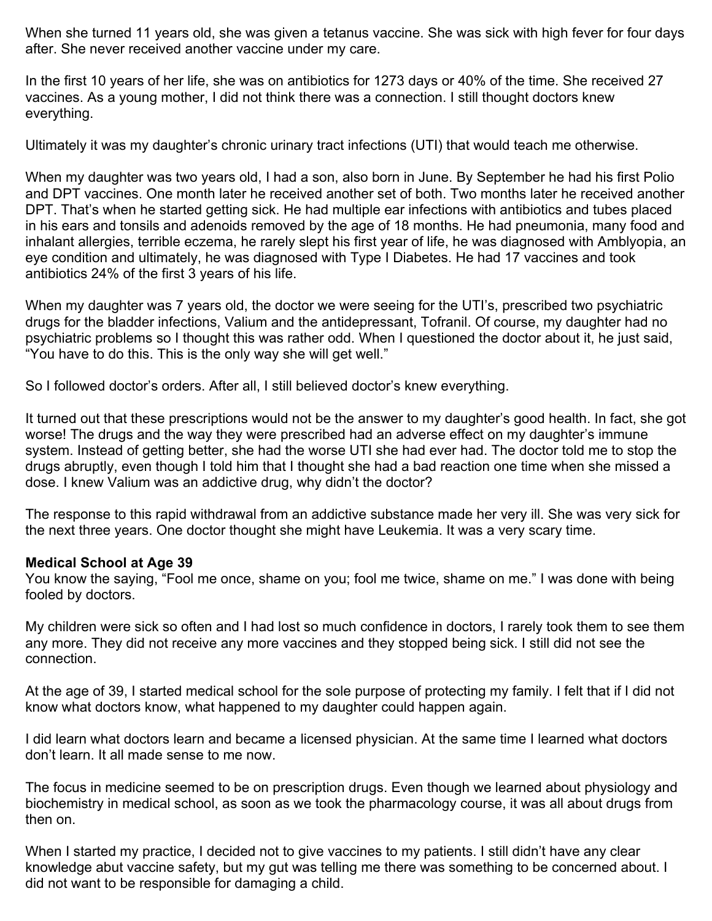When she turned 11 years old, she was given a tetanus vaccine. She was sick with high fever for four days after. She never received another vaccine under my care.

In the first 10 years of her life, she was on antibiotics for 1273 days or 40% of the time. She received 27 vaccines. As a young mother, I did not think there was a connection. I still thought doctors knew everything.

Ultimately it was my daughter's chronic urinary tract infections (UTI) that would teach me otherwise.

When my daughter was two years old, I had a son, also born in June. By September he had his first Polio and DPT vaccines. One month later he received another set of both. Two months later he received another DPT. That's when he started getting sick. He had multiple ear infections with antibiotics and tubes placed in his ears and tonsils and adenoids removed by the age of 18 months. He had pneumonia, many food and inhalant allergies, terrible eczema, he rarely slept his first year of life, he was diagnosed with Amblyopia, an eye condition and ultimately, he was diagnosed with Type I Diabetes. He had 17 vaccines and took antibiotics 24% of the first 3 years of his life.

When my daughter was 7 years old, the doctor we were seeing for the UTI's, prescribed two psychiatric drugs for the bladder infections, Valium and the antidepressant, Tofranil. Of course, my daughter had no psychiatric problems so I thought this was rather odd. When I questioned the doctor about it, he just said, "You have to do this. This is the only way she will get well."

So I followed doctor's orders. After all, I still believed doctor's knew everything.

It turned out that these prescriptions would not be the answer to my daughter's good health. In fact, she got worse! The drugs and the way they were prescribed had an adverse effect on my daughter's immune system. Instead of getting better, she had the worse UTI she had ever had. The doctor told me to stop the drugs abruptly, even though I told him that I thought she had a bad reaction one time when she missed a dose. I knew Valium was an addictive drug, why didn't the doctor?

The response to this rapid withdrawal from an addictive substance made her very ill. She was very sick for the next three years. One doctor thought she might have Leukemia. It was a very scary time.

**Medical School at Age 39**

You know the saying, "Fool me once, shame on you; fool me twice, shame on me." I was done with being fooled by doctors.

My children were sick so often and I had lost so much confidence in doctors, I rarely took them to see them any more. They did not receive any more vaccines and they stopped being sick. I still did not see the connection.

At the age of 39, I started medical school for the sole purpose of protecting my family. I felt that if I did not know what doctors know, what happened to my daughter could happen again.

I did learn what doctors learn and became a licensed physician. At the same time I learned what doctors don't learn. It all made sense to me now.

The focus in medicine seemed to be on prescription drugs. Even though we learned about physiology and biochemistry in medical school, as soon as we took the pharmacology course, it was all about drugs from then on.

When I started my practice, I decided not to give vaccines to my patients. I still didn't have any clear knowledge abut vaccine safety, but my gut was telling me there was something to be concerned about. I did not want to be responsible for damaging a child.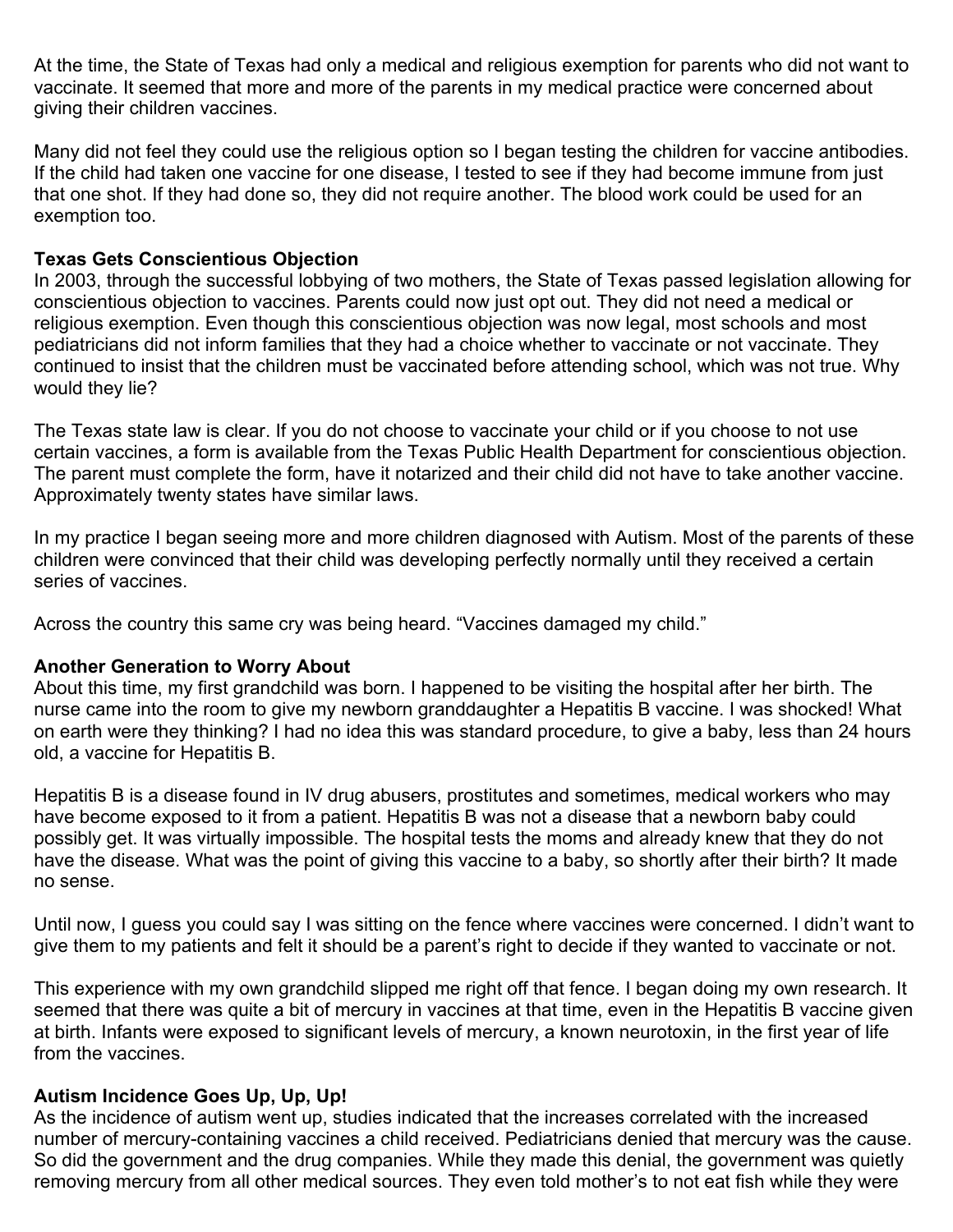At the time, the State of Texas had only a medical and religious exemption for parents who did not want to vaccinate. It seemed that more and more of the parents in my medical practice were concerned about giving their children vaccines.

Many did not feel they could use the religious option so I began testing the children for vaccine antibodies. If the child had taken one vaccine for one disease, I tested to see if they had become immune from just that one shot. If they had done so, they did not require another. The blood work could be used for an exemption too.

**Texas Gets Conscientious Objection**

In 2003, through the successful lobbying of two mothers, the State of Texas passed legislation allowing for conscientious objection to vaccines. Parents could now just opt out. They did not need a medical or religious exemption. Even though this conscientious objection was now legal, most schools and most pediatricians did not inform families that they had a choice whether to vaccinate or not vaccinate. They continued to insist that the children must be vaccinated before attending school, which was not true. Why would they lie?

The Texas state law is clear. If you do not choose to vaccinate your child or if you choose to not use certain vaccines, a form is available from the Texas Public Health Department for conscientious objection. The parent must complete the form, have it notarized and their child did not have to take another vaccine. Approximately twenty states have similar laws.

In my practice I began seeing more and more children diagnosed with Autism. Most of the parents of these children were convinced that their child was developing perfectly normally until they received a certain series of vaccines.

Across the country this same cry was being heard. "Vaccines damaged my child."

**Another Generation to Worry About**

About this time, my first grandchild was born. I happened to be visiting the hospital after her birth. The nurse came into the room to give my newborn granddaughter a Hepatitis B vaccine. I was shocked! What on earth were they thinking? I had no idea this was standard procedure, to give a baby, less than 24 hours old, a vaccine for Hepatitis B.

Hepatitis B is a disease found in IV drug abusers, prostitutes and sometimes, medical workers who may have become exposed to it from a patient. Hepatitis B was not a disease that a newborn baby could possibly get. It was virtually impossible. The hospital tests the moms and already knew that they do not have the disease. What was the point of giving this vaccine to a baby, so shortly after their birth? It made no sense.

Until now, I guess you could say I was sitting on the fence where vaccines were concerned. I didn't want to give them to my patients and felt it should be a parent's right to decide if they wanted to vaccinate or not.

This experience with my own grandchild slipped me right off that fence. I began doing my own research. It seemed that there was quite a bit of mercury in vaccines at that time, even in the Hepatitis B vaccine given at birth. Infants were exposed to significant levels of mercury, a known neurotoxin, in the first year of life from the vaccines.

**Autism Incidence Goes Up, Up, Up!**

As the incidence of autism went up, studies indicated that the increases correlated with the increased number of mercury-containing vaccines a child received. Pediatricians denied that mercury was the cause. So did the government and the drug companies. While they made this denial, the government was quietly removing mercury from all other medical sources. They even told mother's to not eat fish while they were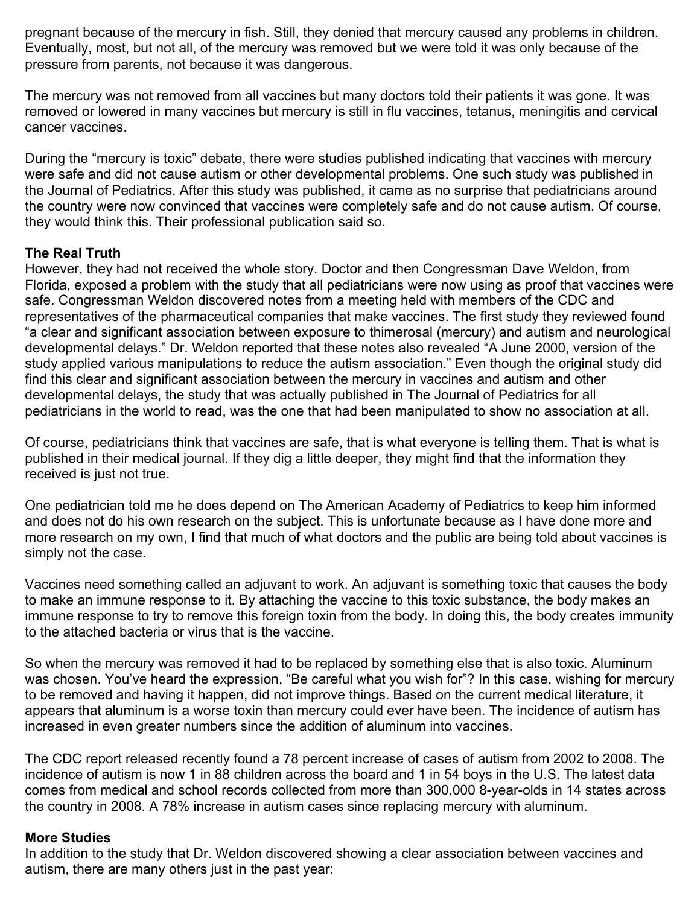pregnant because of the mercury in fish. Still, they denied that mercury caused any problems in children. Eventually, most, but not all, of the mercury was removed but we were told it was only because of the pressure from parents, not because it was dangerous.

The mercury was not removed from all vaccines but many doctors told their patients it was gone. It was removed or lowered in many vaccines but mercury is still in flu vaccines, tetanus, meningitis and cervical cancer vaccines.

During the "mercury is toxic" debate, there were studies published indicating that vaccines with mercury were safe and did not cause autism or other developmental problems. One such study was published in the Journal of Pediatrics. After this study was published, it came as no surprise that pediatricians around the country were now convinced that vaccines were completely safe and do not cause autism. Of course, they would think this. Their professional publication said so.

**The Real Truth**

However, they had not received the whole story. Doctor and then Congressman Dave Weldon, from Florida, exposed a problem with the study that all pediatricians were now using as proof that vaccines were safe. Congressman Weldon discovered notes from a meeting held with members of the CDC and representatives of the pharmaceutical companies that make vaccines. The first study they reviewed found "a clear and significant association between exposure to thimerosal (mercury) and autism and neurological developmental delays." Dr. Weldon reported that these notes also revealed "A June 2000, version of the study applied various manipulations to reduce the autism association." Even though the original study did find this clear and significant association between the mercury in vaccines and autism and other developmental delays, the study that was actually published in The Journal of Pediatrics for all pediatricians in the world to read, was the one that had been manipulated to show no association at all.

Of course, pediatricians think that vaccines are safe, that is what everyone is telling them. That is what is published in their medical journal. If they dig a little deeper, they might find that the information they received is just not true.

One pediatrician told me he does depend on The American Academy of Pediatrics to keep him informed and does not do his own research on the subject. This is unfortunate because as I have done more and more research on my own, I find that much of what doctors and the public are being told about vaccines is simply not the case.

Vaccines need something called an adjuvant to work. An adjuvant is something toxic that causes the body to make an immune response to it. By attaching the vaccine to this toxic substance, the body makes an immune response to try to remove this foreign toxin from the body. In doing this, the body creates immunity to the attached bacteria or virus that is the vaccine.

So when the mercury was removed it had to be replaced by something else that is also toxic. Aluminum was chosen. You've heard the expression, "Be careful what you wish for"? In this case, wishing for mercury to be removed and having it happen, did not improve things. Based on the current medical literature, it appears that aluminum is a worse toxin than mercury could ever have been. The incidence of autism has increased in even greater numbers since the addition of aluminum into vaccines.

The CDC report released recently found a 78 percent increase of cases of autism from 2002 to 2008. The incidence of autism is now 1 in 88 children across the board and 1 in 54 boys in the U.S. The latest data comes from medical and school records collected from more than 300,000 8-year-olds in 14 states across the country in 2008. A 78% increase in autism cases since replacing mercury with aluminum.

**More Studies**

In addition to the study that Dr. Weldon discovered showing a clear association between vaccines and autism, there are many others just in the past year: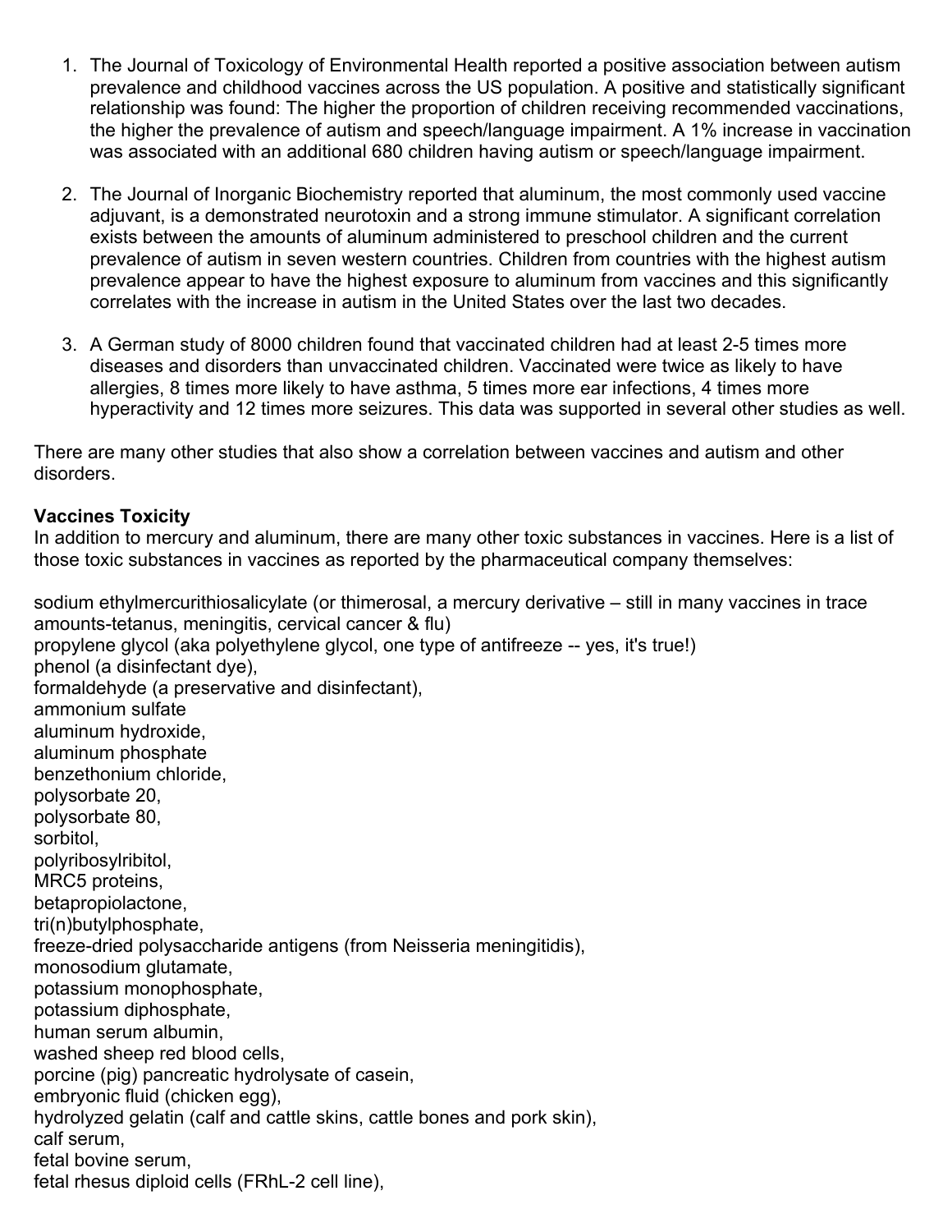1. The Journal of Toxicology of Environmental Health reported a positive association between autism prevalence and childhood vaccines across the US population. A positive and statistically significant relationship was found: The higher the proportion of children receiving recommended vaccinations, the higher the prevalence of autism and speech/language impairment. A 1% increase in vaccination was associated with an additional 680 children having autism or speech/language impairment.

2. The Journal of Inorganic Biochemistry reported that aluminum, the most commonly used vaccine adjuvant, is a demonstrated neurotoxin and a strong immune stimulator. A significant correlation exists between the amounts of aluminum administered to preschool children and the current prevalence of autism in seven western countries. Children from countries with the highest autism prevalence appear to have the highest exposure to aluminum from vaccines and this significantly correlates with the increase in autism in the United States over the last two decades.

3. A German study of 8000 children found that vaccinated children had at least 2-5 times more diseases and disorders than unvaccinated children. Vaccinated were twice as likely to have allergies, 8 times more likely to have asthma, 5 times more ear infections, 4 times more hyperactivity and 12 times more seizures. This data was supported in several other studies as well.

There are many other studies that also show a correlation between vaccines and autism and other disorders.

**Vaccines Toxicity**

In addition to mercury and aluminum, there are many other toxic substances in vaccines. Here is a list of those toxic substances in vaccines as reported by the pharmaceutical company themselves:

sodium ethylmercurithiosalicylate (or thimerosal, a mercury derivative – still in many vaccines in trace amounts-tetanus, meningitis, cervical cancer & flu)
propylene glycol (aka polyethylene glycol, one type of antifreeze -- yes, it's true!)
phenol (a disinfectant dye),
formaldehyde (a preservative and disinfectant),
ammonium sulfate
aluminum hydroxide,
aluminum phosphate
benzethonium chloride,
polysorbate 20,
polysorbate 80,
sorbitol,
polyribosylribitol,
MRC5 proteins,
betapropiolactone,
tri(n)butylphosphate,
freeze-dried polysaccharide antigens (from Neisseria meningitidis),
monosodium glutamate,
potassium monophosphate,
potassium diphosphate,
human serum albumin,
washed sheep red blood cells,
porcine (pig) pancreatic hydrolysate of casein,
embryonic fluid (chicken egg),
hydrolyzed gelatin (calf and cattle skins, cattle bones and pork skin),
calf serum,
fetal bovine serum,
fetal rhesus diploid cells (FRhL-2 cell line),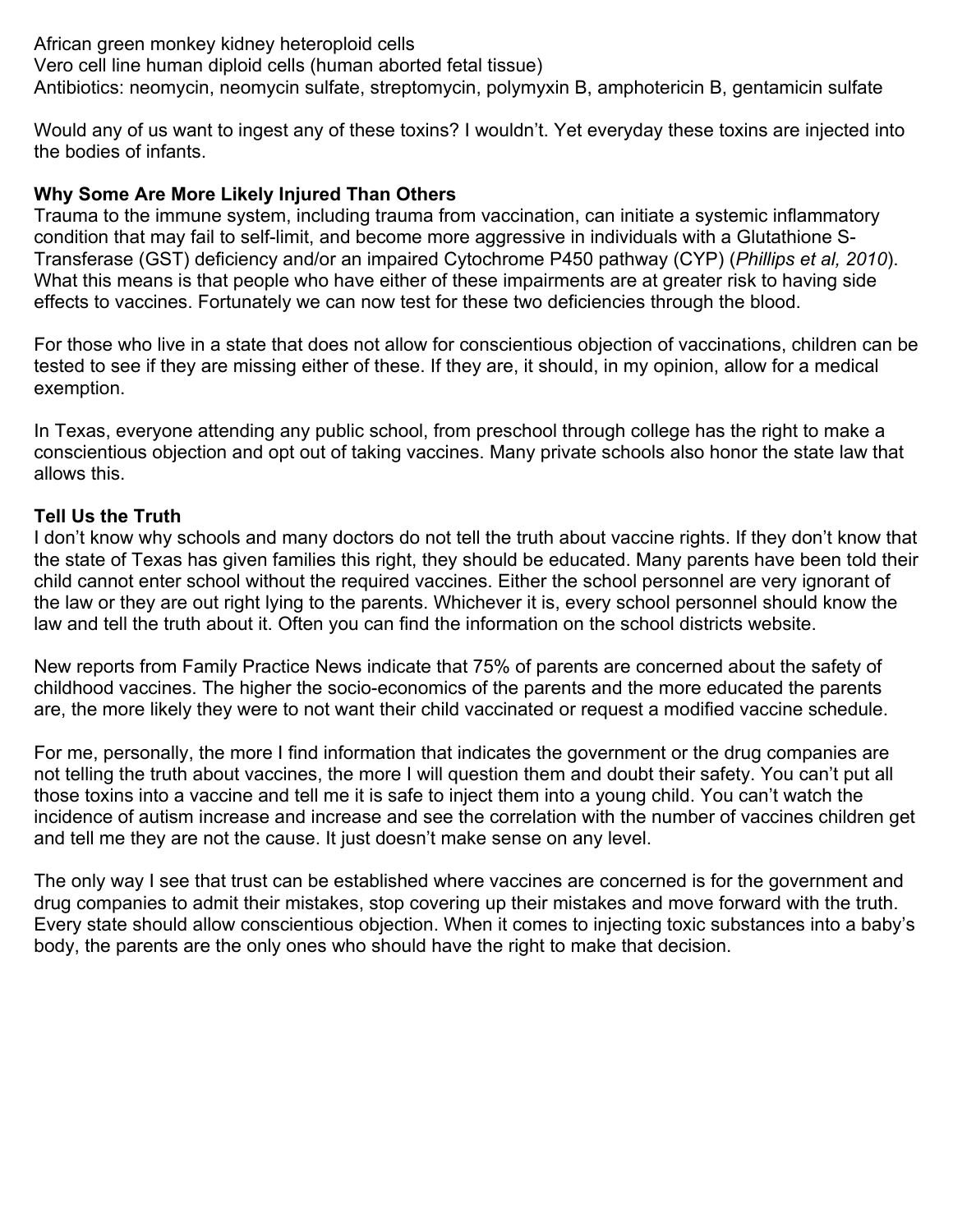African green monkey kidney heteroploid cells
Vero cell line human diploid cells (human aborted fetal tissue)
Antibiotics: neomycin, neomycin sulfate, streptomycin, polymyxin B, amphotericin B, gentamicin sulfate

Would any of us want to ingest any of these toxins? I wouldn't. Yet everyday these toxins are injected into the bodies of infants.

**Why Some Are More Likely Injured Than Others**
Trauma to the immune system, including trauma from vaccination, can initiate a systemic inflammatory condition that may fail to self-limit, and become more aggressive in individuals with a Glutathione S-Transferase (GST) deficiency and/or an impaired Cytochrome P450 pathway (CYP) (*Phillips et al, 2010*). What this means is that people who have either of these impairments are at greater risk to having side effects to vaccines. Fortunately we can now test for these two deficiencies through the blood.

For those who live in a state that does not allow for conscientious objection of vaccinations, children can be tested to see if they are missing either of these. If they are, it should, in my opinion, allow for a medical exemption.

In Texas, everyone attending any public school, from preschool through college has the right to make a conscientious objection and opt out of taking vaccines. Many private schools also honor the state law that allows this.

**Tell Us the Truth**
I don't know why schools and many doctors do not tell the truth about vaccine rights. If they don't know that the state of Texas has given families this right, they should be educated. Many parents have been told their child cannot enter school without the required vaccines. Either the school personnel are very ignorant of the law or they are out right lying to the parents. Whichever it is, every school personnel should know the law and tell the truth about it. Often you can find the information on the school districts website.

New reports from Family Practice News indicate that 75% of parents are concerned about the safety of childhood vaccines. The higher the socio-economics of the parents and the more educated the parents are, the more likely they were to not want their child vaccinated or request a modified vaccine schedule.

For me, personally, the more I find information that indicates the government or the drug companies are not telling the truth about vaccines, the more I will question them and doubt their safety. You can't put all those toxins into a vaccine and tell me it is safe to inject them into a young child. You can't watch the incidence of autism increase and increase and see the correlation with the number of vaccines children get and tell me they are not the cause. It just doesn't make sense on any level.

The only way I see that trust can be established where vaccines are concerned is for the government and drug companies to admit their mistakes, stop covering up their mistakes and move forward with the truth. Every state should allow conscientious objection. When it comes to injecting toxic substances into a baby's body, the parents are the only ones who should have the right to make that decision.